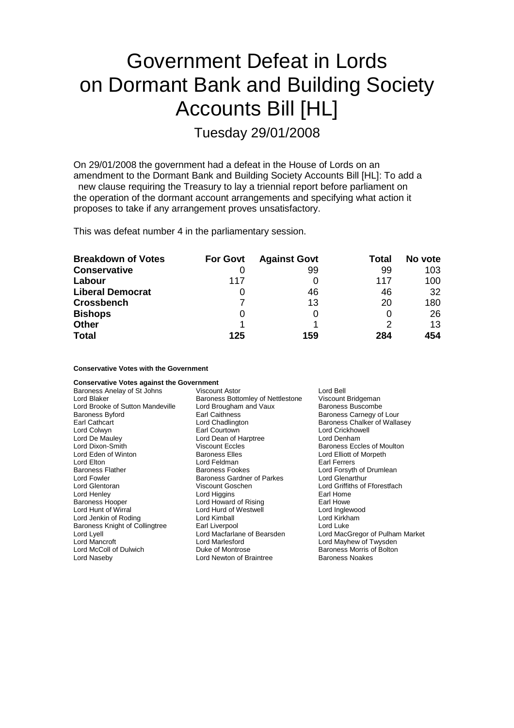# Government Defeat in Lords on Dormant Bank and Building Society Accounts Bill [HL]

## Tuesday 29/01/2008

On 29/01/2008 the government had a defeat in the House of Lords on an amendment to the Dormant Bank and Building Society Accounts Bill [HL]: To add a new clause requiring the Treasury to lay a triennial report before parliament on the operation of the dormant account arrangements and specifying what action it proposes to take if any arrangement proves unsatisfactory.

This was defeat number 4 in the parliamentary session.

| Breakdown of Votes | For Govt | Against Govt | Total | No vote |
|---|---|---|---|---|
| **Conservative** | 0 | 99 | 99 | 103 |
| **Labour** | 117 | 0 | 117 | 100 |
| **Liberal Democrat** | 0 | 46 | 46 | 32 |
| **Crossbench** | 7 | 13 | 20 | 180 |
| **Bishops** | 0 | 0 | 0 | 26 |
| **Other** | 1 | 1 | 2 | 13 |
| **Total** | **125** | **159** | **284** | **454** |

**Conservative Votes with the Government**

**Conservative Votes against the Government**

Baroness Anelay of St Johns
Viscount Astor
Lord Bell
Lord Blaker
Baroness Bottomley of Nettlestone
Viscount Bridgeman
Lord Brooke of Sutton Mandeville
Lord Brougham and Vaux
Baroness Buscombe
Baroness Byford
Earl Caithness
Baroness Carnegy of Lour
Earl Cathcart
Lord Chadlington
Baroness Chalker of Wallasey
Lord Colwyn
Earl Courtown
Lord Crickhowell
Lord De Mauley
Lord Dean of Harptree
Lord Denham
Lord Dixon-Smith
Viscount Eccles
Baroness Eccles of Moulton
Lord Eden of Winton
Baroness Elles
Lord Elliott of Morpeth
Lord Elton
Lord Feldman
Earl Ferrers
Baroness Flather
Baroness Fookes
Lord Forsyth of Drumlean
Lord Fowler
Baroness Gardner of Parkes
Lord Glenarthur
Lord Glentoran
Viscount Goschen
Lord Griffiths of Fforestfach
Lord Henley
Lord Higgins
Earl Home
Baroness Hooper
Lord Howard of Rising
Earl Howe
Lord Hunt of Wirral
Lord Hurd of Westwell
Lord Inglewood
Lord Jenkin of Roding
Lord Kimball
Lord Kirkham
Baroness Knight of Collingtree
Earl Liverpool
Lord Luke
Lord Lyell
Lord Macfarlane of Bearsden
Lord MacGregor of Pulham Market
Lord Mancroft
Lord Marlesford
Lord Mayhew of Twysden
Lord McColl of Dulwich
Duke of Montrose
Baroness Morris of Bolton
Lord Naseby
Lord Newton of Braintree
Baroness Noakes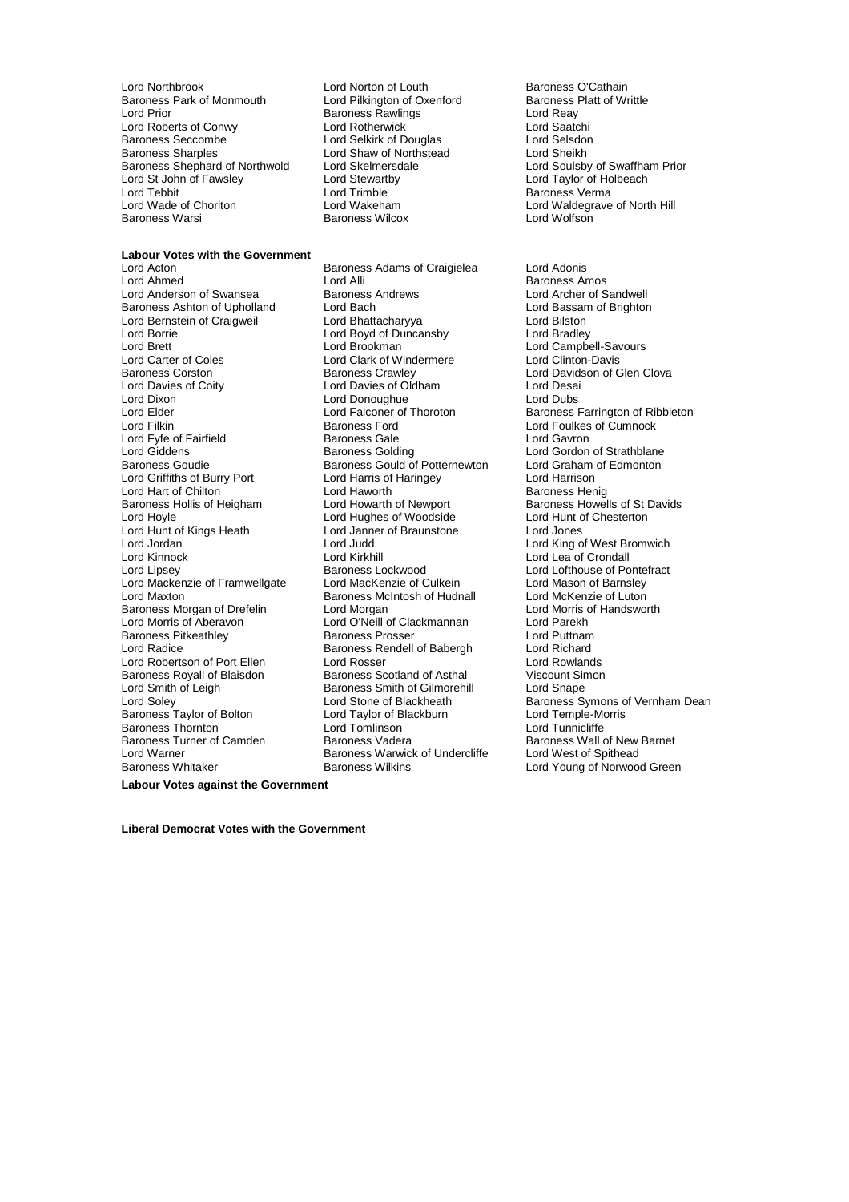Lord Northbrook
Lord Norton of Louth
Baroness O'Cathain
Baroness Park of Monmouth
Lord Pilkington of Oxenford
Baroness Platt of Writtle
Lord Prior
Baroness Rawlings
Lord Reay
Lord Roberts of Conwy
Lord Rotherwick
Lord Saatchi
Baroness Seccombe
Lord Selkirk of Douglas
Lord Selsdon
Baroness Sharples
Lord Shaw of Northstead
Lord Sheikh
Baroness Shephard of Northwold
Lord Skelmersdale
Lord Soulsby of Swaffham Prior
Lord St John of Fawsley
Lord Stewartby
Lord Taylor of Holbeach
Lord Tebbit
Lord Trimble
Baroness Verma
Lord Wade of Chorlton
Lord Wakeham
Lord Waldegrave of North Hill
Baroness Warsi
Baroness Wilcox
Lord Wolfson

**Labour Votes with the Government**

Lord Acton
Baroness Adams of Craigielea
Lord Adonis
Lord Ahmed
Lord Alli
Baroness Amos
Lord Anderson of Swansea
Baroness Andrews
Lord Archer of Sandwell
Baroness Ashton of Upholland
Lord Bach
Lord Bassam of Brighton
Lord Bernstein of Craigweil
Lord Bhattacharyya
Lord Bilston
Lord Borrie
Lord Boyd of Duncansby
Lord Bradley
Lord Brett
Lord Brookman
Lord Campbell-Savours
Lord Carter of Coles
Lord Clark of Windermere
Lord Clinton-Davis
Baroness Corston
Baroness Crawley
Lord Davidson of Glen Clova
Lord Davies of Coity
Lord Davies of Oldham
Lord Desai
Lord Dixon
Lord Donoughue
Lord Dubs
Lord Elder
Lord Falconer of Thoroton
Baroness Farrington of Ribbleton
Lord Filkin
Baroness Ford
Lord Foulkes of Cumnock
Lord Fyfe of Fairfield
Baroness Gale
Lord Gavron
Lord Giddens
Baroness Golding
Lord Gordon of Strathblane
Baroness Goudie
Baroness Gould of Potternewton
Lord Graham of Edmonton
Lord Griffiths of Burry Port
Lord Harris of Haringey
Lord Harrison
Lord Hart of Chilton
Lord Haworth
Baroness Henig
Baroness Hollis of Heigham
Lord Howarth of Newport
Baroness Howells of St Davids
Lord Hoyle
Lord Hughes of Woodside
Lord Hunt of Chesterton
Lord Hunt of Kings Heath
Lord Janner of Braunstone
Lord Jones
Lord Jordan
Lord Judd
Lord King of West Bromwich
Lord Kinnock
Lord Kirkhill
Lord Lea of Crondall
Lord Lipsey
Baroness Lockwood
Lord Lofthouse of Pontefract
Lord Mackenzie of Framwellgate
Lord MacKenzie of Culkein
Lord Mason of Barnsley
Lord Maxton
Baroness McIntosh of Hudnall
Lord McKenzie of Luton
Baroness Morgan of Drefelin
Lord Morgan
Lord Morris of Handsworth
Lord Morris of Aberavon
Lord O'Neill of Clackmannan
Lord Parekh
Baroness Pitkeathley
Baroness Prosser
Lord Puttnam
Lord Radice
Baroness Rendell of Babergh
Lord Richard
Lord Robertson of Port Ellen
Lord Rosser
Lord Rowlands
Baroness Royall of Blaisdon
Baroness Scotland of Asthal
Viscount Simon
Lord Smith of Leigh
Baroness Smith of Gilmorehill
Lord Snape
Lord Soley
Lord Stone of Blackheath
Baroness Symons of Vernham Dean
Baroness Taylor of Bolton
Lord Taylor of Blackburn
Lord Temple-Morris
Baroness Thornton
Lord Tomlinson
Lord Tunnicliffe
Baroness Turner of Camden
Baroness Vadera
Baroness Wall of New Barnet
Lord Warner
Baroness Warwick of Undercliffe
Lord West of Spithead
Baroness Whitaker
Baroness Wilkins
Lord Young of Norwood Green

**Labour Votes against the Government**

**Liberal Democrat Votes with the Government**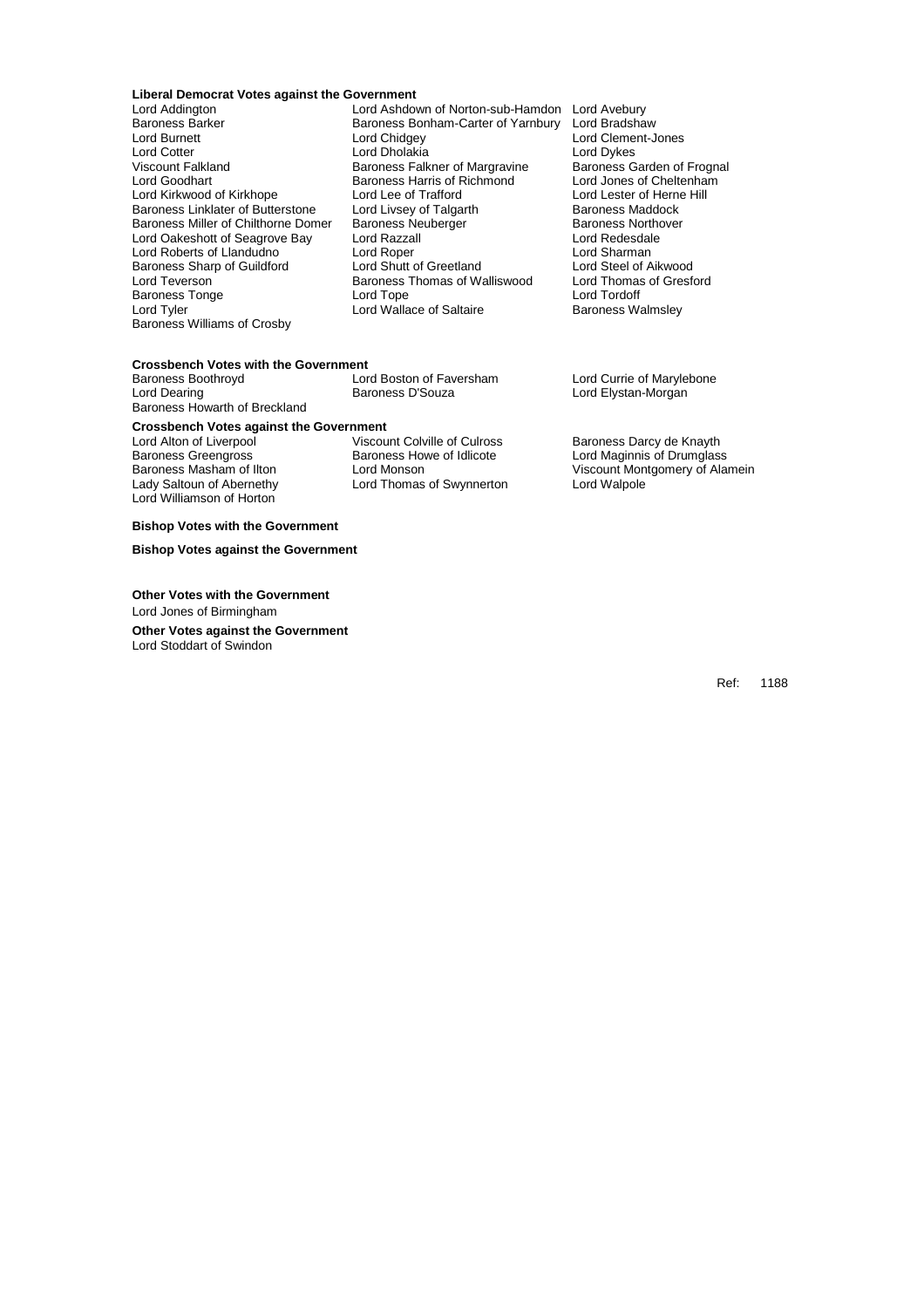**Liberal Democrat Votes against the Government**

Lord Addington, Lord Ashdown of Norton-sub-Hamdon, Lord Avebury, Baroness Barker, Baroness Bonham-Carter of Yarnbury, Lord Bradshaw, Lord Burnett, Lord Chidgey, Lord Clement-Jones, Lord Cotter, Lord Dholakia, Lord Dykes, Viscount Falkland, Baroness Falkner of Margravine, Baroness Garden of Frognal, Lord Goodhart, Baroness Harris of Richmond, Lord Jones of Cheltenham, Lord Kirkwood of Kirkhope, Lord Lee of Trafford, Lord Lester of Herne Hill, Baroness Linklater of Butterstone, Lord Livsey of Talgarth, Baroness Maddock, Baroness Miller of Chilthorne Domer, Baroness Neuberger, Baroness Northover, Lord Oakeshott of Seagrove Bay, Lord Razzall, Lord Redesdale, Lord Roberts of Llandudno, Lord Roper, Lord Sharman, Baroness Sharp of Guildford, Lord Shutt of Greetland, Lord Steel of Aikwood, Lord Teverson, Baroness Thomas of Walliswood, Lord Thomas of Gresford, Baroness Tonge, Lord Tope, Lord Tordoff, Lord Tyler, Lord Wallace of Saltaire, Baroness Walmsley, Baroness Williams of Crosby

**Crossbench Votes with the Government**

Baroness Boothroyd, Lord Boston of Faversham, Lord Currie of Marylebone, Lord Dearing, Baroness D'Souza, Lord Elystan-Morgan, Baroness Howarth of Breckland

**Crossbench Votes against the Government**

Lord Alton of Liverpool, Viscount Colville of Culross, Baroness Darcy de Knayth, Baroness Greengross, Baroness Howe of Idlicote, Lord Maginnis of Drumglass, Baroness Masham of Ilton, Lord Monson, Viscount Montgomery of Alamein, Lady Saltoun of Abernethy, Lord Thomas of Swynnerton, Lord Walpole, Lord Williamson of Horton

**Bishop Votes with the Government**

**Bishop Votes against the Government**

**Other Votes with the Government**

Lord Jones of Birmingham

**Other Votes against the Government**

Lord Stoddart of Swindon

Ref: 1188